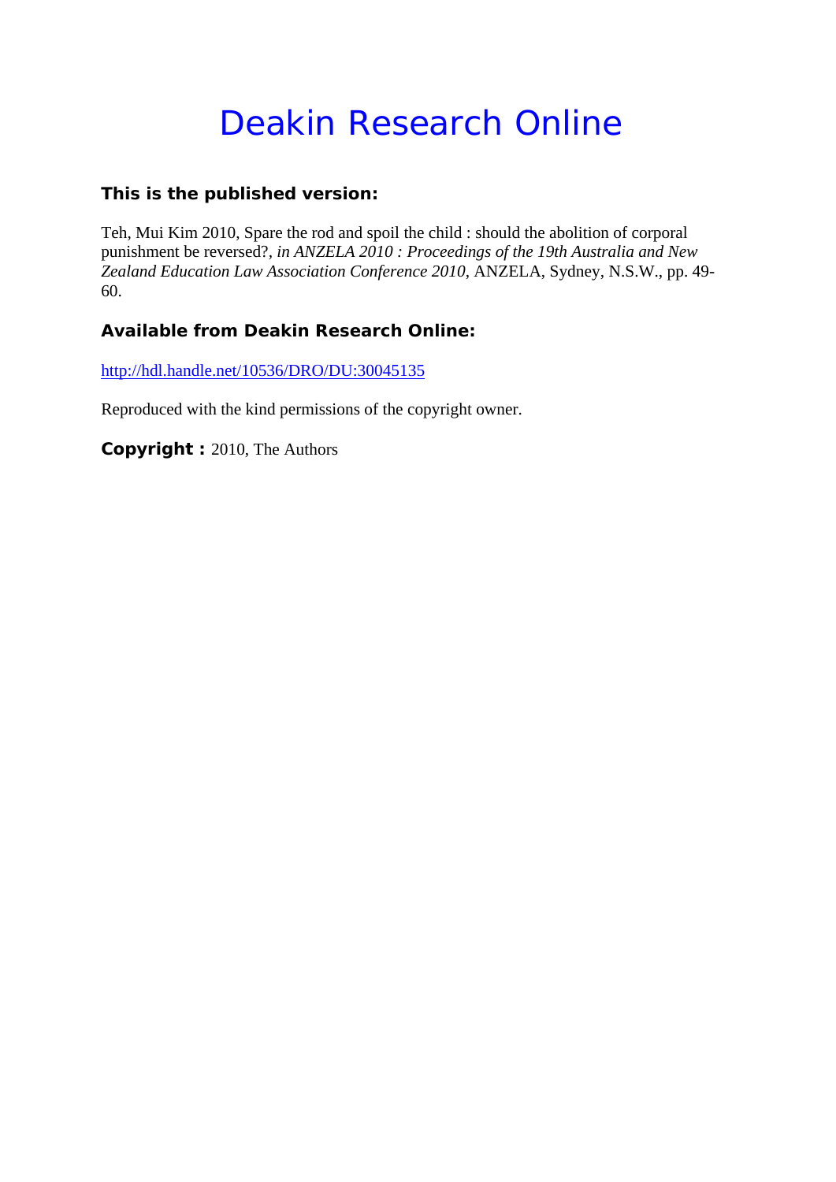# Deakin Research Online

**This is the published version:**

Teh, Mui Kim 2010, Spare the rod and spoil the child : should the abolition of corporal punishment be reversed?, *in ANZELA 2010 : Proceedings of the 19th Australia and New Zealand Education Law Association Conference 2010*, ANZELA, Sydney, N.S.W., pp. 49-60.

**Available from Deakin Research Online:**

http://hdl.handle.net/10536/DRO/DU:30045135

Reproduced with the kind permissions of the copyright owner.

**Copyright :** 2010, The Authors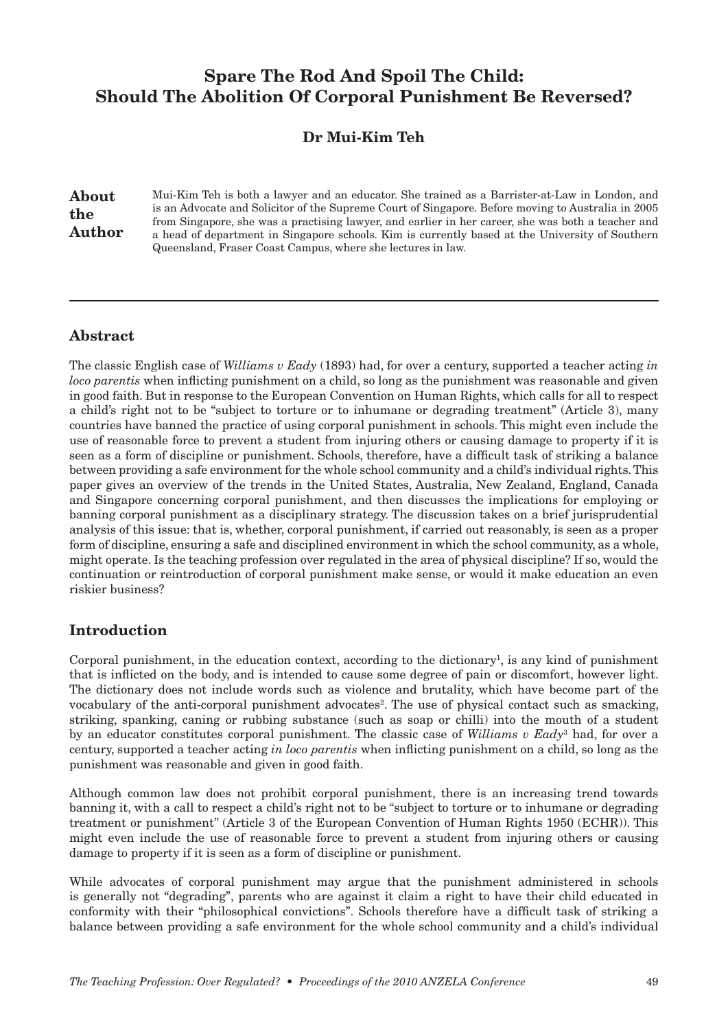# Spare The Rod And Spoil The Child: Should The Abolition Of Corporal Punishment Be Reversed?

**Dr Mui-Kim Teh**

**About the Author**

Mui-Kim Teh is both a lawyer and an educator. She trained as a Barrister-at-Law in London, and is an Advocate and Solicitor of the Supreme Court of Singapore. Before moving to Australia in 2005 from Singapore, she was a practising lawyer, and earlier in her career, she was both a teacher and a head of department in Singapore schools. Kim is currently based at the University of Southern Queensland, Fraser Coast Campus, where she lectures in law.

## Abstract

The classic English case of *Williams v Eady* (1893) had, for over a century, supported a teacher acting *in loco parentis* when inflicting punishment on a child, so long as the punishment was reasonable and given in good faith. But in response to the European Convention on Human Rights, which calls for all to respect a child's right not to be "subject to torture or to inhumane or degrading treatment" (Article 3), many countries have banned the practice of using corporal punishment in schools. This might even include the use of reasonable force to prevent a student from injuring others or causing damage to property if it is seen as a form of discipline or punishment. Schools, therefore, have a difficult task of striking a balance between providing a safe environment for the whole school community and a child's individual rights. This paper gives an overview of the trends in the United States, Australia, New Zealand, England, Canada and Singapore concerning corporal punishment, and then discusses the implications for employing or banning corporal punishment as a disciplinary strategy. The discussion takes on a brief jurisprudential analysis of this issue: that is, whether, corporal punishment, if carried out reasonably, is seen as a proper form of discipline, ensuring a safe and disciplined environment in which the school community, as a whole, might operate. Is the teaching profession over regulated in the area of physical discipline? If so, would the continuation or reintroduction of corporal punishment make sense, or would it make education an even riskier business?

## Introduction

Corporal punishment, in the education context, according to the dictionary[1], is any kind of punishment that is inflicted on the body, and is intended to cause some degree of pain or discomfort, however light. The dictionary does not include words such as violence and brutality, which have become part of the vocabulary of the anti-corporal punishment advocates[2]. The use of physical contact such as smacking, striking, spanking, caning or rubbing substance (such as soap or chilli) into the mouth of a student by an educator constitutes corporal punishment. The classic case of *Williams v Eady*[3] had, for over a century, supported a teacher acting *in loco parentis* when inflicting punishment on a child, so long as the punishment was reasonable and given in good faith.

Although common law does not prohibit corporal punishment, there is an increasing trend towards banning it, with a call to respect a child's right not to be "subject to torture or to inhumane or degrading treatment or punishment" (Article 3 of the European Convention of Human Rights 1950 (ECHR)). This might even include the use of reasonable force to prevent a student from injuring others or causing damage to property if it is seen as a form of discipline or punishment.

While advocates of corporal punishment may argue that the punishment administered in schools is generally not "degrading", parents who are against it claim a right to have their child educated in conformity with their "philosophical convictions". Schools therefore have a difficult task of striking a balance between providing a safe environment for the whole school community and a child's individual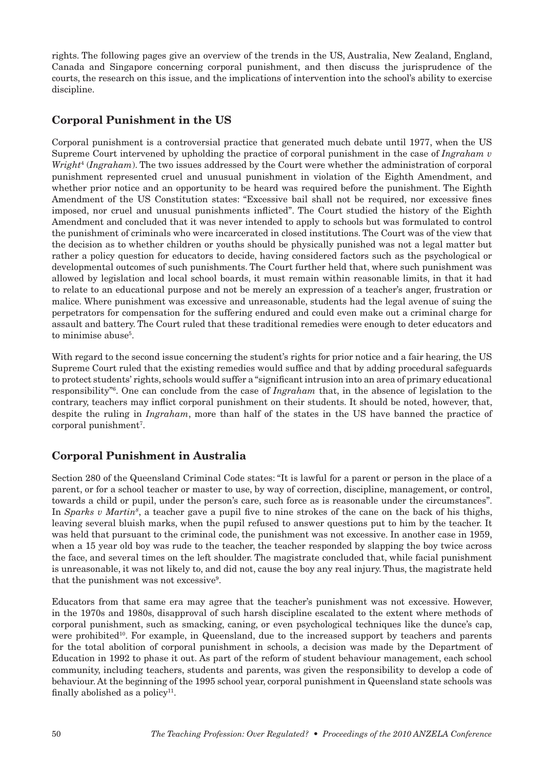rights. The following pages give an overview of the trends in the US, Australia, New Zealand, England, Canada and Singapore concerning corporal punishment, and then discuss the jurisprudence of the courts, the research on this issue, and the implications of intervention into the school's ability to exercise discipline.

## Corporal Punishment in the US

Corporal punishment is a controversial practice that generated much debate until 1977, when the US Supreme Court intervened by upholding the practice of corporal punishment in the case of *Ingraham v Wright*[4] (*Ingraham*). The two issues addressed by the Court were whether the administration of corporal punishment represented cruel and unusual punishment in violation of the Eighth Amendment, and whether prior notice and an opportunity to be heard was required before the punishment. The Eighth Amendment of the US Constitution states: "Excessive bail shall not be required, nor excessive fines imposed, nor cruel and unusual punishments inflicted". The Court studied the history of the Eighth Amendment and concluded that it was never intended to apply to schools but was formulated to control the punishment of criminals who were incarcerated in closed institutions. The Court was of the view that the decision as to whether children or youths should be physically punished was not a legal matter but rather a policy question for educators to decide, having considered factors such as the psychological or developmental outcomes of such punishments. The Court further held that, where such punishment was allowed by legislation and local school boards, it must remain within reasonable limits, in that it had to relate to an educational purpose and not be merely an expression of a teacher's anger, frustration or malice. Where punishment was excessive and unreasonable, students had the legal avenue of suing the perpetrators for compensation for the suffering endured and could even make out a criminal charge for assault and battery. The Court ruled that these traditional remedies were enough to deter educators and to minimise abuse[5].

With regard to the second issue concerning the student's rights for prior notice and a fair hearing, the US Supreme Court ruled that the existing remedies would suffice and that by adding procedural safeguards to protect students' rights, schools would suffer a "significant intrusion into an area of primary educational responsibility"[6]. One can conclude from the case of *Ingraham* that, in the absence of legislation to the contrary, teachers may inflict corporal punishment on their students. It should be noted, however, that, despite the ruling in *Ingraham*, more than half of the states in the US have banned the practice of corporal punishment[7].

## Corporal Punishment in Australia

Section 280 of the Queensland Criminal Code states: "It is lawful for a parent or person in the place of a parent, or for a school teacher or master to use, by way of correction, discipline, management, or control, towards a child or pupil, under the person's care, such force as is reasonable under the circumstances". In *Sparks v Martin*[8], a teacher gave a pupil five to nine strokes of the cane on the back of his thighs, leaving several bluish marks, when the pupil refused to answer questions put to him by the teacher. It was held that pursuant to the criminal code, the punishment was not excessive. In another case in 1959, when a 15 year old boy was rude to the teacher, the teacher responded by slapping the boy twice across the face, and several times on the left shoulder. The magistrate concluded that, while facial punishment is unreasonable, it was not likely to, and did not, cause the boy any real injury. Thus, the magistrate held that the punishment was not excessive[9].

Educators from that same era may agree that the teacher's punishment was not excessive. However, in the 1970s and 1980s, disapproval of such harsh discipline escalated to the extent where methods of corporal punishment, such as smacking, caning, or even psychological techniques like the dunce's cap, were prohibited[10]. For example, in Queensland, due to the increased support by teachers and parents for the total abolition of corporal punishment in schools, a decision was made by the Department of Education in 1992 to phase it out. As part of the reform of student behaviour management, each school community, including teachers, students and parents, was given the responsibility to develop a code of behaviour. At the beginning of the 1995 school year, corporal punishment in Queensland state schools was finally abolished as a policy[11].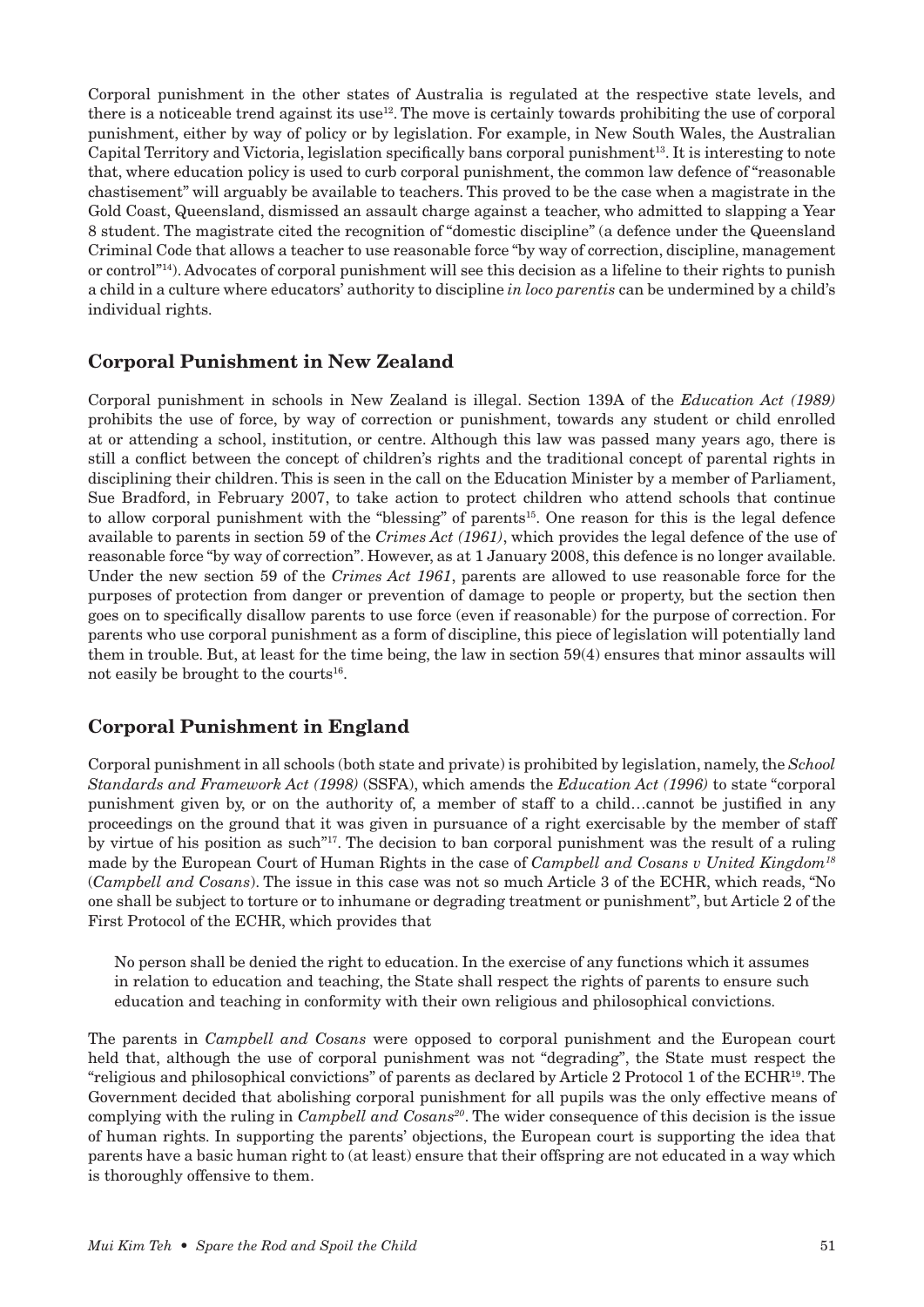Corporal punishment in the other states of Australia is regulated at the respective state levels, and there is a noticeable trend against its use[12]. The move is certainly towards prohibiting the use of corporal punishment, either by way of policy or by legislation. For example, in New South Wales, the Australian Capital Territory and Victoria, legislation specifically bans corporal punishment[13]. It is interesting to note that, where education policy is used to curb corporal punishment, the common law defence of "reasonable chastisement" will arguably be available to teachers. This proved to be the case when a magistrate in the Gold Coast, Queensland, dismissed an assault charge against a teacher, who admitted to slapping a Year 8 student. The magistrate cited the recognition of "domestic discipline" (a defence under the Queensland Criminal Code that allows a teacher to use reasonable force "by way of correction, discipline, management or control"[14]). Advocates of corporal punishment will see this decision as a lifeline to their rights to punish a child in a culture where educators' authority to discipline *in loco parentis* can be undermined by a child's individual rights.

## Corporal Punishment in New Zealand

Corporal punishment in schools in New Zealand is illegal. Section 139A of the *Education Act (1989)* prohibits the use of force, by way of correction or punishment, towards any student or child enrolled at or attending a school, institution, or centre. Although this law was passed many years ago, there is still a conflict between the concept of children's rights and the traditional concept of parental rights in disciplining their children. This is seen in the call on the Education Minister by a member of Parliament, Sue Bradford, in February 2007, to take action to protect children who attend schools that continue to allow corporal punishment with the "blessing" of parents[15]. One reason for this is the legal defence available to parents in section 59 of the *Crimes Act (1961)*, which provides the legal defence of the use of reasonable force "by way of correction". However, as at 1 January 2008, this defence is no longer available. Under the new section 59 of the *Crimes Act 1961*, parents are allowed to use reasonable force for the purposes of protection from danger or prevention of damage to people or property, but the section then goes on to specifically disallow parents to use force (even if reasonable) for the purpose of correction. For parents who use corporal punishment as a form of discipline, this piece of legislation will potentially land them in trouble. But, at least for the time being, the law in section 59(4) ensures that minor assaults will not easily be brought to the courts[16].

## Corporal Punishment in England

Corporal punishment in all schools (both state and private) is prohibited by legislation, namely, the *School Standards and Framework Act (1998)* (SSFA), which amends the *Education Act (1996)* to state "corporal punishment given by, or on the authority of, a member of staff to a child…cannot be justified in any proceedings on the ground that it was given in pursuance of a right exercisable by the member of staff by virtue of his position as such"[17]. The decision to ban corporal punishment was the result of a ruling made by the European Court of Human Rights in the case of *Campbell and Cosans v United Kingdom*[18] (*Campbell and Cosans*). The issue in this case was not so much Article 3 of the ECHR, which reads, "No one shall be subject to torture or to inhumane or degrading treatment or punishment", but Article 2 of the First Protocol of the ECHR, which provides that

> No person shall be denied the right to education. In the exercise of any functions which it assumes in relation to education and teaching, the State shall respect the rights of parents to ensure such education and teaching in conformity with their own religious and philosophical convictions.

The parents in *Campbell and Cosans* were opposed to corporal punishment and the European court held that, although the use of corporal punishment was not "degrading", the State must respect the "religious and philosophical convictions" of parents as declared by Article 2 Protocol 1 of the ECHR[19]. The Government decided that abolishing corporal punishment for all pupils was the only effective means of complying with the ruling in *Campbell and Cosans*[20]. The wider consequence of this decision is the issue of human rights. In supporting the parents' objections, the European court is supporting the idea that parents have a basic human right to (at least) ensure that their offspring are not educated in a way which is thoroughly offensive to them.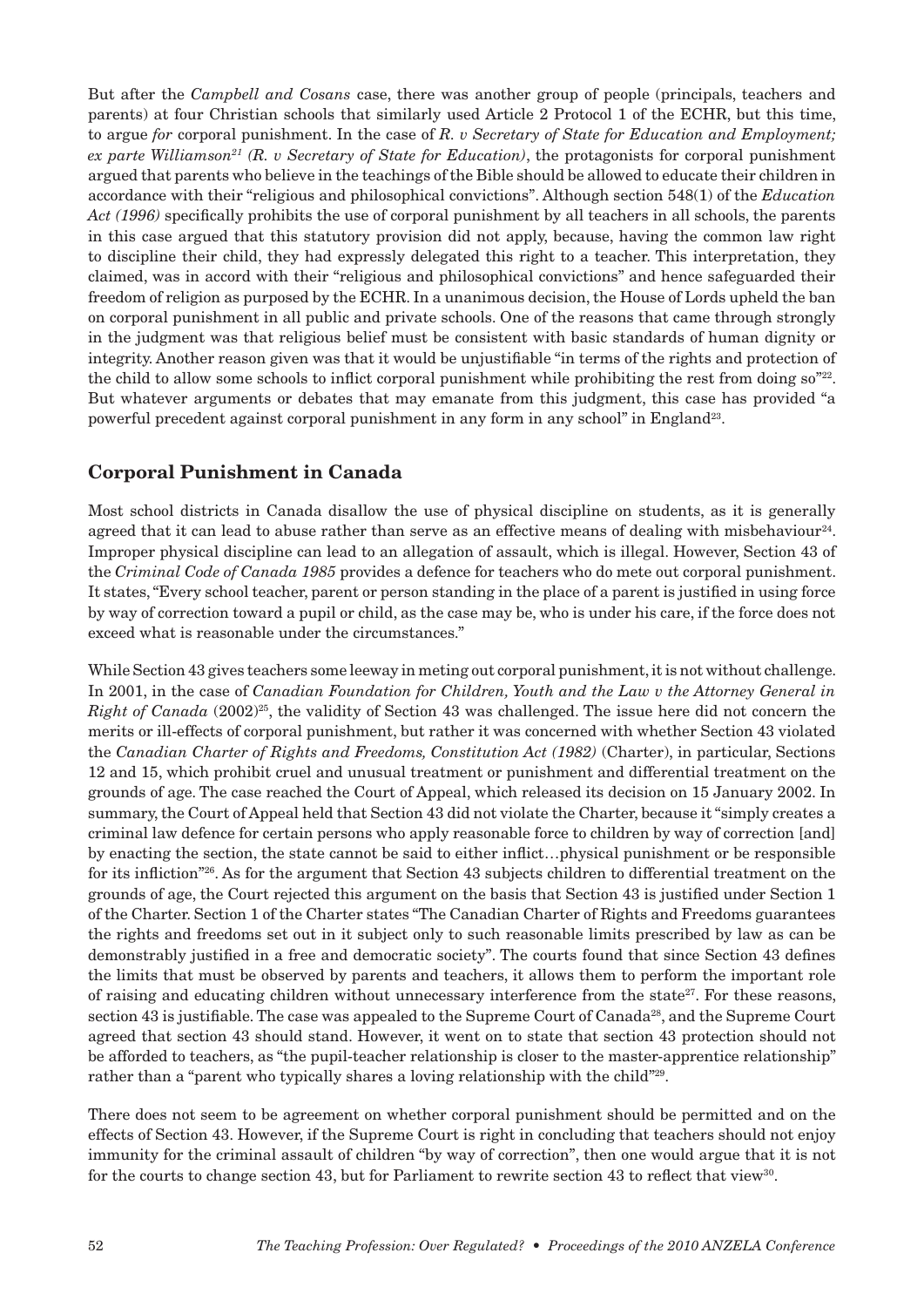But after the *Campbell and Cosans* case, there was another group of people (principals, teachers and parents) at four Christian schools that similarly used Article 2 Protocol 1 of the ECHR, but this time, to argue *for* corporal punishment. In the case of *R. v Secretary of State for Education and Employment; ex parte Williamson*[21] *(R. v Secretary of State for Education)*, the protagonists for corporal punishment argued that parents who believe in the teachings of the Bible should be allowed to educate their children in accordance with their "religious and philosophical convictions". Although section 548(1) of the *Education Act (1996)* specifically prohibits the use of corporal punishment by all teachers in all schools, the parents in this case argued that this statutory provision did not apply, because, having the common law right to discipline their child, they had expressly delegated this right to a teacher. This interpretation, they claimed, was in accord with their "religious and philosophical convictions" and hence safeguarded their freedom of religion as purposed by the ECHR. In a unanimous decision, the House of Lords upheld the ban on corporal punishment in all public and private schools. One of the reasons that came through strongly in the judgment was that religious belief must be consistent with basic standards of human dignity or integrity. Another reason given was that it would be unjustifiable "in terms of the rights and protection of the child to allow some schools to inflict corporal punishment while prohibiting the rest from doing so"[22]. But whatever arguments or debates that may emanate from this judgment, this case has provided "a powerful precedent against corporal punishment in any form in any school" in England[23].

## Corporal Punishment in Canada

Most school districts in Canada disallow the use of physical discipline on students, as it is generally agreed that it can lead to abuse rather than serve as an effective means of dealing with misbehaviour[24]. Improper physical discipline can lead to an allegation of assault, which is illegal. However, Section 43 of the *Criminal Code of Canada 1985* provides a defence for teachers who do mete out corporal punishment. It states, "Every school teacher, parent or person standing in the place of a parent is justified in using force by way of correction toward a pupil or child, as the case may be, who is under his care, if the force does not exceed what is reasonable under the circumstances."

While Section 43 gives teachers some leeway in meting out corporal punishment, it is not without challenge. In 2001, in the case of *Canadian Foundation for Children, Youth and the Law v the Attorney General in Right of Canada* (2002)[25], the validity of Section 43 was challenged. The issue here did not concern the merits or ill-effects of corporal punishment, but rather it was concerned with whether Section 43 violated the *Canadian Charter of Rights and Freedoms, Constitution Act (1982)* (Charter), in particular, Sections 12 and 15, which prohibit cruel and unusual treatment or punishment and differential treatment on the grounds of age. The case reached the Court of Appeal, which released its decision on 15 January 2002. In summary, the Court of Appeal held that Section 43 did not violate the Charter, because it "simply creates a criminal law defence for certain persons who apply reasonable force to children by way of correction [and] by enacting the section, the state cannot be said to either inflict…physical punishment or be responsible for its infliction"[26]. As for the argument that Section 43 subjects children to differential treatment on the grounds of age, the Court rejected this argument on the basis that Section 43 is justified under Section 1 of the Charter. Section 1 of the Charter states "The Canadian Charter of Rights and Freedoms guarantees the rights and freedoms set out in it subject only to such reasonable limits prescribed by law as can be demonstrably justified in a free and democratic society". The courts found that since Section 43 defines the limits that must be observed by parents and teachers, it allows them to perform the important role of raising and educating children without unnecessary interference from the state[27]. For these reasons, section 43 is justifiable. The case was appealed to the Supreme Court of Canada[28], and the Supreme Court agreed that section 43 should stand. However, it went on to state that section 43 protection should not be afforded to teachers, as "the pupil-teacher relationship is closer to the master-apprentice relationship" rather than a "parent who typically shares a loving relationship with the child"[29].

There does not seem to be agreement on whether corporal punishment should be permitted and on the effects of Section 43. However, if the Supreme Court is right in concluding that teachers should not enjoy immunity for the criminal assault of children "by way of correction", then one would argue that it is not for the courts to change section 43, but for Parliament to rewrite section 43 to reflect that view[30].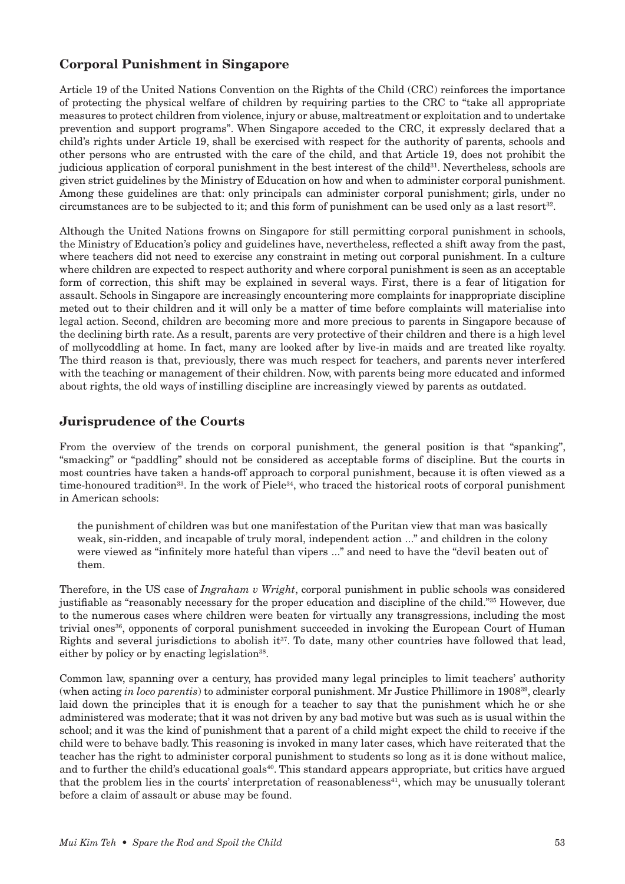## Corporal Punishment in Singapore

Article 19 of the United Nations Convention on the Rights of the Child (CRC) reinforces the importance of protecting the physical welfare of children by requiring parties to the CRC to "take all appropriate measures to protect children from violence, injury or abuse, maltreatment or exploitation and to undertake prevention and support programs". When Singapore acceded to the CRC, it expressly declared that a child's rights under Article 19, shall be exercised with respect for the authority of parents, schools and other persons who are entrusted with the care of the child, and that Article 19, does not prohibit the judicious application of corporal punishment in the best interest of the child[31]. Nevertheless, schools are given strict guidelines by the Ministry of Education on how and when to administer corporal punishment. Among these guidelines are that: only principals can administer corporal punishment; girls, under no circumstances are to be subjected to it; and this form of punishment can be used only as a last resort[32].

Although the United Nations frowns on Singapore for still permitting corporal punishment in schools, the Ministry of Education's policy and guidelines have, nevertheless, reflected a shift away from the past, where teachers did not need to exercise any constraint in meting out corporal punishment. In a culture where children are expected to respect authority and where corporal punishment is seen as an acceptable form of correction, this shift may be explained in several ways. First, there is a fear of litigation for assault. Schools in Singapore are increasingly encountering more complaints for inappropriate discipline meted out to their children and it will only be a matter of time before complaints will materialise into legal action. Second, children are becoming more and more precious to parents in Singapore because of the declining birth rate. As a result, parents are very protective of their children and there is a high level of mollycoddling at home. In fact, many are looked after by live-in maids and are treated like royalty. The third reason is that, previously, there was much respect for teachers, and parents never interfered with the teaching or management of their children. Now, with parents being more educated and informed about rights, the old ways of instilling discipline are increasingly viewed by parents as outdated.

## Jurisprudence of the Courts

From the overview of the trends on corporal punishment, the general position is that "spanking", "smacking" or "paddling" should not be considered as acceptable forms of discipline. But the courts in most countries have taken a hands-off approach to corporal punishment, because it is often viewed as a time-honoured tradition[33]. In the work of Piele[34], who traced the historical roots of corporal punishment in American schools:

> the punishment of children was but one manifestation of the Puritan view that man was basically weak, sin-ridden, and incapable of truly moral, independent action ..." and children in the colony were viewed as "infinitely more hateful than vipers ..." and need to have the "devil beaten out of them.

Therefore, in the US case of *Ingraham v Wright*, corporal punishment in public schools was considered justifiable as "reasonably necessary for the proper education and discipline of the child."[35] However, due to the numerous cases where children were beaten for virtually any transgressions, including the most trivial ones[36], opponents of corporal punishment succeeded in invoking the European Court of Human Rights and several jurisdictions to abolish it[37]. To date, many other countries have followed that lead, either by policy or by enacting legislation[38].

Common law, spanning over a century, has provided many legal principles to limit teachers' authority (when acting *in loco parentis*) to administer corporal punishment. Mr Justice Phillimore in 1908[39], clearly laid down the principles that it is enough for a teacher to say that the punishment which he or she administered was moderate; that it was not driven by any bad motive but was such as is usual within the school; and it was the kind of punishment that a parent of a child might expect the child to receive if the child were to behave badly. This reasoning is invoked in many later cases, which have reiterated that the teacher has the right to administer corporal punishment to students so long as it is done without malice, and to further the child's educational goals[40]. This standard appears appropriate, but critics have argued that the problem lies in the courts' interpretation of reasonableness[41], which may be unusually tolerant before a claim of assault or abuse may be found.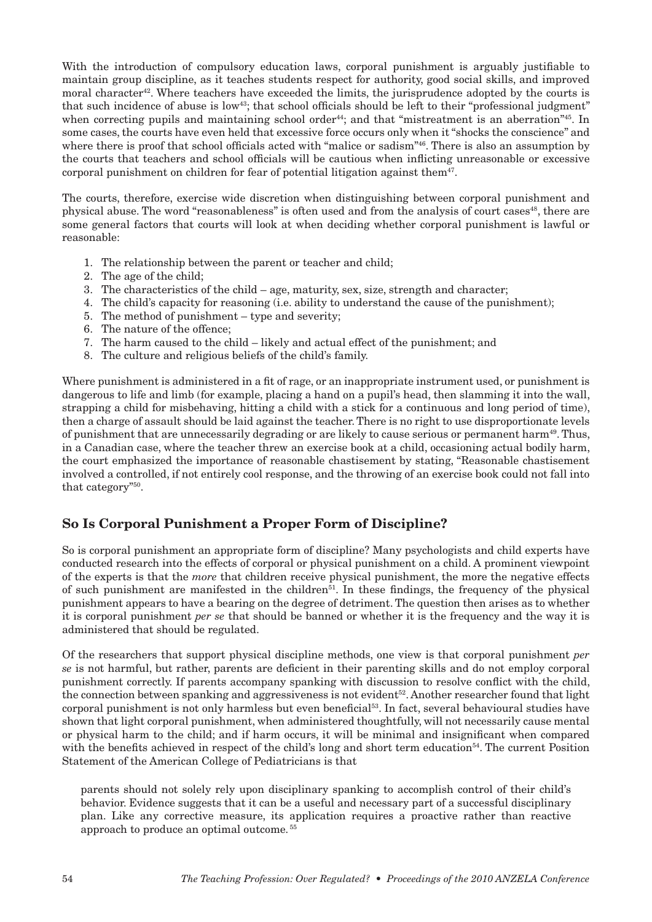With the introduction of compulsory education laws, corporal punishment is arguably justifiable to maintain group discipline, as it teaches students respect for authority, good social skills, and improved moral character[42]. Where teachers have exceeded the limits, the jurisprudence adopted by the courts is that such incidence of abuse is low[43]; that school officials should be left to their "professional judgment" when correcting pupils and maintaining school order[44]; and that "mistreatment is an aberration"[45]. In some cases, the courts have even held that excessive force occurs only when it "shocks the conscience" and where there is proof that school officials acted with "malice or sadism"[46]. There is also an assumption by the courts that teachers and school officials will be cautious when inflicting unreasonable or excessive corporal punishment on children for fear of potential litigation against them[47].

The courts, therefore, exercise wide discretion when distinguishing between corporal punishment and physical abuse. The word "reasonableness" is often used and from the analysis of court cases[48], there are some general factors that courts will look at when deciding whether corporal punishment is lawful or reasonable:

1. The relationship between the parent or teacher and child;
2. The age of the child;
3. The characteristics of the child – age, maturity, sex, size, strength and character;
4. The child's capacity for reasoning (i.e. ability to understand the cause of the punishment);
5. The method of punishment – type and severity;
6. The nature of the offence;
7. The harm caused to the child – likely and actual effect of the punishment; and
8. The culture and religious beliefs of the child's family.

Where punishment is administered in a fit of rage, or an inappropriate instrument used, or punishment is dangerous to life and limb (for example, placing a hand on a pupil's head, then slamming it into the wall, strapping a child for misbehaving, hitting a child with a stick for a continuous and long period of time), then a charge of assault should be laid against the teacher. There is no right to use disproportionate levels of punishment that are unnecessarily degrading or are likely to cause serious or permanent harm[49]. Thus, in a Canadian case, where the teacher threw an exercise book at a child, occasioning actual bodily harm, the court emphasized the importance of reasonable chastisement by stating, "Reasonable chastisement involved a controlled, if not entirely cool response, and the throwing of an exercise book could not fall into that category"[50].

## So Is Corporal Punishment a Proper Form of Discipline?

So is corporal punishment an appropriate form of discipline? Many psychologists and child experts have conducted research into the effects of corporal or physical punishment on a child. A prominent viewpoint of the experts is that the *more* that children receive physical punishment, the more the negative effects of such punishment are manifested in the children[51]. In these findings, the frequency of the physical punishment appears to have a bearing on the degree of detriment. The question then arises as to whether it is corporal punishment *per se* that should be banned or whether it is the frequency and the way it is administered that should be regulated.

Of the researchers that support physical discipline methods, one view is that corporal punishment *per se* is not harmful, but rather, parents are deficient in their parenting skills and do not employ corporal punishment correctly. If parents accompany spanking with discussion to resolve conflict with the child, the connection between spanking and aggressiveness is not evident[52]. Another researcher found that light corporal punishment is not only harmless but even beneficial[53]. In fact, several behavioural studies have shown that light corporal punishment, when administered thoughtfully, will not necessarily cause mental or physical harm to the child; and if harm occurs, it will be minimal and insignificant when compared with the benefits achieved in respect of the child's long and short term education[54]. The current Position Statement of the American College of Pediatricians is that

> parents should not solely rely upon disciplinary spanking to accomplish control of their child's behavior. Evidence suggests that it can be a useful and necessary part of a successful disciplinary plan. Like any corrective measure, its application requires a proactive rather than reactive approach to produce an optimal outcome.[55]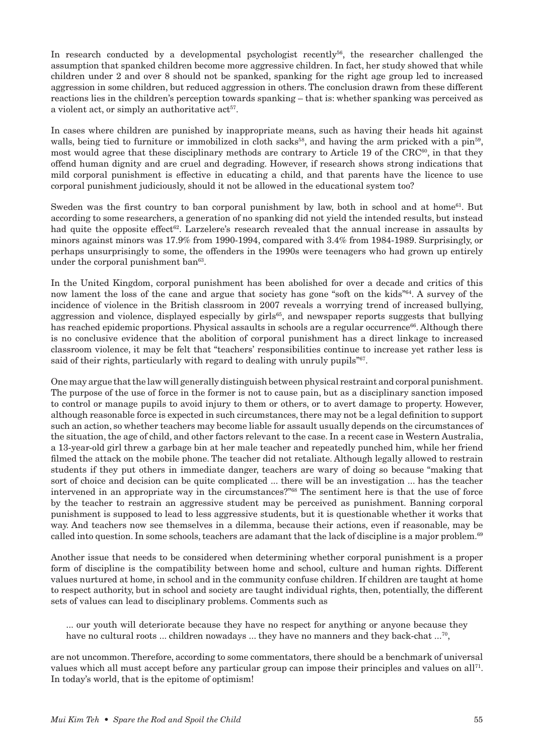In research conducted by a developmental psychologist recently[56], the researcher challenged the assumption that spanked children become more aggressive children. In fact, her study showed that while children under 2 and over 8 should not be spanked, spanking for the right age group led to increased aggression in some children, but reduced aggression in others. The conclusion drawn from these different reactions lies in the children's perception towards spanking – that is: whether spanking was perceived as a violent act, or simply an authoritative act[57].

In cases where children are punished by inappropriate means, such as having their heads hit against walls, being tied to furniture or immobilized in cloth sacks[58], and having the arm pricked with a pin[59], most would agree that these disciplinary methods are contrary to Article 19 of the CRC[60], in that they offend human dignity and are cruel and degrading. However, if research shows strong indications that mild corporal punishment is effective in educating a child, and that parents have the licence to use corporal punishment judiciously, should it not be allowed in the educational system too?

Sweden was the first country to ban corporal punishment by law, both in school and at home[61]. But according to some researchers, a generation of no spanking did not yield the intended results, but instead had quite the opposite effect[62]. Larzelere's research revealed that the annual increase in assaults by minors against minors was 17.9% from 1990-1994, compared with 3.4% from 1984-1989. Surprisingly, or perhaps unsurprisingly to some, the offenders in the 1990s were teenagers who had grown up entirely under the corporal punishment ban[63].

In the United Kingdom, corporal punishment has been abolished for over a decade and critics of this now lament the loss of the cane and argue that society has gone "soft on the kids"[64]. A survey of the incidence of violence in the British classroom in 2007 reveals a worrying trend of increased bullying, aggression and violence, displayed especially by girls[65], and newspaper reports suggests that bullying has reached epidemic proportions. Physical assaults in schools are a regular occurrence[66]. Although there is no conclusive evidence that the abolition of corporal punishment has a direct linkage to increased classroom violence, it may be felt that "teachers' responsibilities continue to increase yet rather less is said of their rights, particularly with regard to dealing with unruly pupils"[67].

One may argue that the law will generally distinguish between physical restraint and corporal punishment. The purpose of the use of force in the former is not to cause pain, but as a disciplinary sanction imposed to control or manage pupils to avoid injury to them or others, or to avert damage to property. However, although reasonable force is expected in such circumstances, there may not be a legal definition to support such an action, so whether teachers may become liable for assault usually depends on the circumstances of the situation, the age of child, and other factors relevant to the case. In a recent case in Western Australia, a 13-year-old girl threw a garbage bin at her male teacher and repeatedly punched him, while her friend filmed the attack on the mobile phone. The teacher did not retaliate. Although legally allowed to restrain students if they put others in immediate danger, teachers are wary of doing so because "making that sort of choice and decision can be quite complicated ... there will be an investigation ... has the teacher intervened in an appropriate way in the circumstances?"[68] The sentiment here is that the use of force by the teacher to restrain an aggressive student may be perceived as punishment. Banning corporal punishment is supposed to lead to less aggressive students, but it is questionable whether it works that way. And teachers now see themselves in a dilemma, because their actions, even if reasonable, may be called into question. In some schools, teachers are adamant that the lack of discipline is a major problem.[69]

Another issue that needs to be considered when determining whether corporal punishment is a proper form of discipline is the compatibility between home and school, culture and human rights. Different values nurtured at home, in school and in the community confuse children. If children are taught at home to respect authority, but in school and society are taught individual rights, then, potentially, the different sets of values can lead to disciplinary problems. Comments such as

> ... our youth will deteriorate because they have no respect for anything or anyone because they have no cultural roots ... children nowadays ... they have no manners and they back-chat ...[70],

are not uncommon. Therefore, according to some commentators, there should be a benchmark of universal values which all must accept before any particular group can impose their principles and values on all[71]. In today's world, that is the epitome of optimism!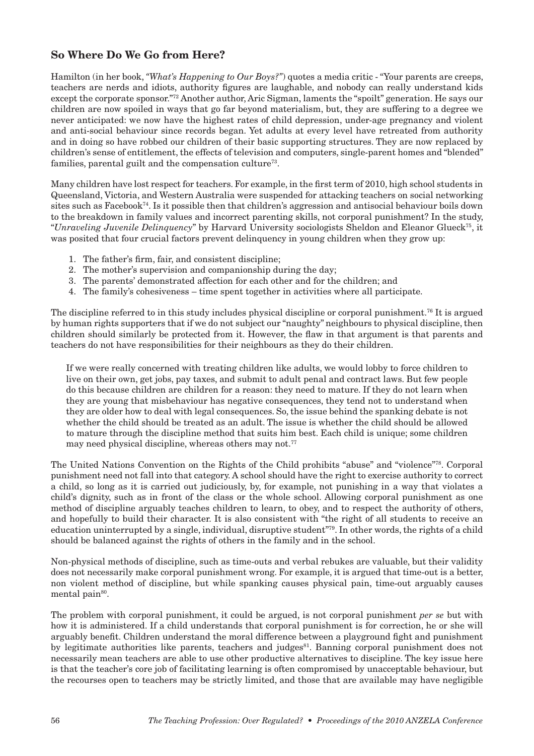## So Where Do We Go from Here?

Hamilton (in her book, *"What's Happening to Our Boys?"*) quotes a media critic - "Your parents are creeps, teachers are nerds and idiots, authority figures are laughable, and nobody can really understand kids except the corporate sponsor."[72] Another author, Aric Sigman, laments the "spoilt" generation. He says our children are now spoiled in ways that go far beyond materialism, but, they are suffering to a degree we never anticipated: we now have the highest rates of child depression, under-age pregnancy and violent and anti-social behaviour since records began. Yet adults at every level have retreated from authority and in doing so have robbed our children of their basic supporting structures. They are now replaced by children's sense of entitlement, the effects of television and computers, single-parent homes and "blended" families, parental guilt and the compensation culture[73].

Many children have lost respect for teachers. For example, in the first term of 2010, high school students in Queensland, Victoria, and Western Australia were suspended for attacking teachers on social networking sites such as Facebook[74]. Is it possible then that children's aggression and antisocial behaviour boils down to the breakdown in family values and incorrect parenting skills, not corporal punishment? In the study, "*Unraveling Juvenile Delinquency*" by Harvard University sociologists Sheldon and Eleanor Glueck[75], it was posited that four crucial factors prevent delinquency in young children when they grow up:

1. The father's firm, fair, and consistent discipline;
2. The mother's supervision and companionship during the day;
3. The parents' demonstrated affection for each other and for the children; and
4. The family's cohesiveness – time spent together in activities where all participate.

The discipline referred to in this study includes physical discipline or corporal punishment.[76] It is argued by human rights supporters that if we do not subject our "naughty" neighbours to physical discipline, then children should similarly be protected from it. However, the flaw in that argument is that parents and teachers do not have responsibilities for their neighbours as they do their children.

> If we were really concerned with treating children like adults, we would lobby to force children to live on their own, get jobs, pay taxes, and submit to adult penal and contract laws. But few people do this because children are children for a reason: they need to mature. If they do not learn when they are young that misbehaviour has negative consequences, they tend not to understand when they are older how to deal with legal consequences. So, the issue behind the spanking debate is not whether the child should be treated as an adult. The issue is whether the child should be allowed to mature through the discipline method that suits him best. Each child is unique; some children may need physical discipline, whereas others may not.[77]

The United Nations Convention on the Rights of the Child prohibits "abuse" and "violence"[78]. Corporal punishment need not fall into that category. A school should have the right to exercise authority to correct a child, so long as it is carried out judiciously, by, for example, not punishing in a way that violates a child's dignity, such as in front of the class or the whole school. Allowing corporal punishment as one method of discipline arguably teaches children to learn, to obey, and to respect the authority of others, and hopefully to build their character. It is also consistent with "the right of all students to receive an education uninterrupted by a single, individual, disruptive student"[79]. In other words, the rights of a child should be balanced against the rights of others in the family and in the school.

Non-physical methods of discipline, such as time-outs and verbal rebukes are valuable, but their validity does not necessarily make corporal punishment wrong. For example, it is argued that time-out is a better, non violent method of discipline, but while spanking causes physical pain, time-out arguably causes mental pain[80].

The problem with corporal punishment, it could be argued, is not corporal punishment *per se* but with how it is administered. If a child understands that corporal punishment is for correction, he or she will arguably benefit. Children understand the moral difference between a playground fight and punishment by legitimate authorities like parents, teachers and judges[81]. Banning corporal punishment does not necessarily mean teachers are able to use other productive alternatives to discipline. The key issue here is that the teacher's core job of facilitating learning is often compromised by unacceptable behaviour, but the recourses open to teachers may be strictly limited, and those that are available may have negligible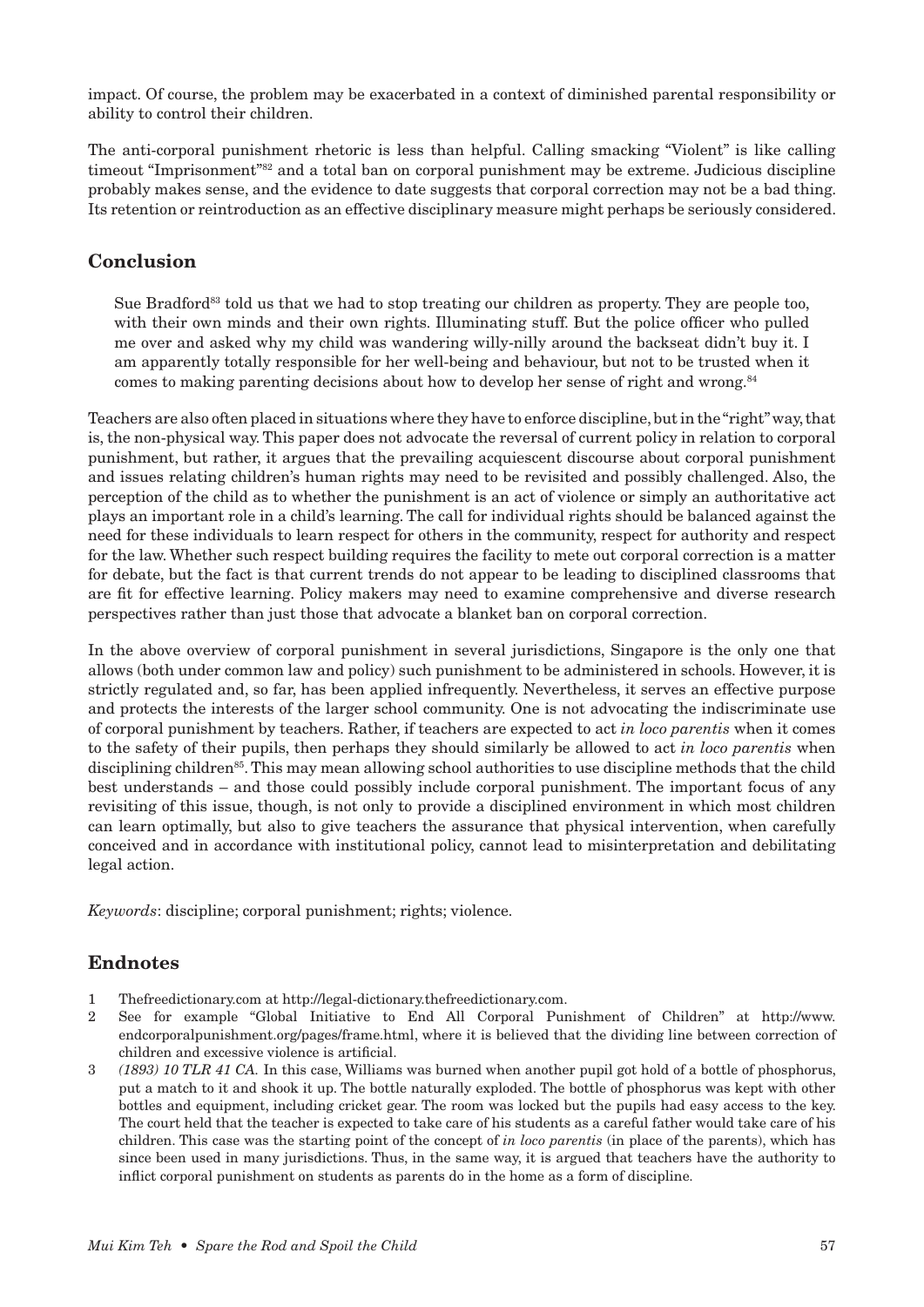impact. Of course, the problem may be exacerbated in a context of diminished parental responsibility or ability to control their children.

The anti-corporal punishment rhetoric is less than helpful. Calling smacking "Violent" is like calling timeout "Imprisonment"[82] and a total ban on corporal punishment may be extreme. Judicious discipline probably makes sense, and the evidence to date suggests that corporal correction may not be a bad thing. Its retention or reintroduction as an effective disciplinary measure might perhaps be seriously considered.

## Conclusion

> Sue Bradford[83] told us that we had to stop treating our children as property. They are people too, with their own minds and their own rights. Illuminating stuff. But the police officer who pulled me over and asked why my child was wandering willy-nilly around the backseat didn't buy it. I am apparently totally responsible for her well-being and behaviour, but not to be trusted when it comes to making parenting decisions about how to develop her sense of right and wrong.[84]

Teachers are also often placed in situations where they have to enforce discipline, but in the "right" way, that is, the non-physical way. This paper does not advocate the reversal of current policy in relation to corporal punishment, but rather, it argues that the prevailing acquiescent discourse about corporal punishment and issues relating children's human rights may need to be revisited and possibly challenged. Also, the perception of the child as to whether the punishment is an act of violence or simply an authoritative act plays an important role in a child's learning. The call for individual rights should be balanced against the need for these individuals to learn respect for others in the community, respect for authority and respect for the law. Whether such respect building requires the facility to mete out corporal correction is a matter for debate, but the fact is that current trends do not appear to be leading to disciplined classrooms that are fit for effective learning. Policy makers may need to examine comprehensive and diverse research perspectives rather than just those that advocate a blanket ban on corporal correction.

In the above overview of corporal punishment in several jurisdictions, Singapore is the only one that allows (both under common law and policy) such punishment to be administered in schools. However, it is strictly regulated and, so far, has been applied infrequently. Nevertheless, it serves an effective purpose and protects the interests of the larger school community. One is not advocating the indiscriminate use of corporal punishment by teachers. Rather, if teachers are expected to act *in loco parentis* when it comes to the safety of their pupils, then perhaps they should similarly be allowed to act *in loco parentis* when disciplining children[85]. This may mean allowing school authorities to use discipline methods that the child best understands – and those could possibly include corporal punishment. The important focus of any revisiting of this issue, though, is not only to provide a disciplined environment in which most children can learn optimally, but also to give teachers the assurance that physical intervention, when carefully conceived and in accordance with institutional policy, cannot lead to misinterpretation and debilitating legal action.

*Keywords*: discipline; corporal punishment; rights; violence.

## Endnotes

1. Thefreedictionary.com at http://legal-dictionary.thefreedictionary.com.
2. See for example "Global Initiative to End All Corporal Punishment of Children" at http://www.endcorporalpunishment.org/pages/frame.html, where it is believed that the dividing line between correction of children and excessive violence is artificial.
3. *(1893) 10 TLR 41 CA.* In this case, Williams was burned when another pupil got hold of a bottle of phosphorus, put a match to it and shook it up. The bottle naturally exploded. The bottle of phosphorus was kept with other bottles and equipment, including cricket gear. The room was locked but the pupils had easy access to the key. The court held that the teacher is expected to take care of his students as a careful father would take care of his children. This case was the starting point of the concept of *in loco parentis* (in place of the parents), which has since been used in many jurisdictions. Thus, in the same way, it is argued that teachers have the authority to inflict corporal punishment on students as parents do in the home as a form of discipline.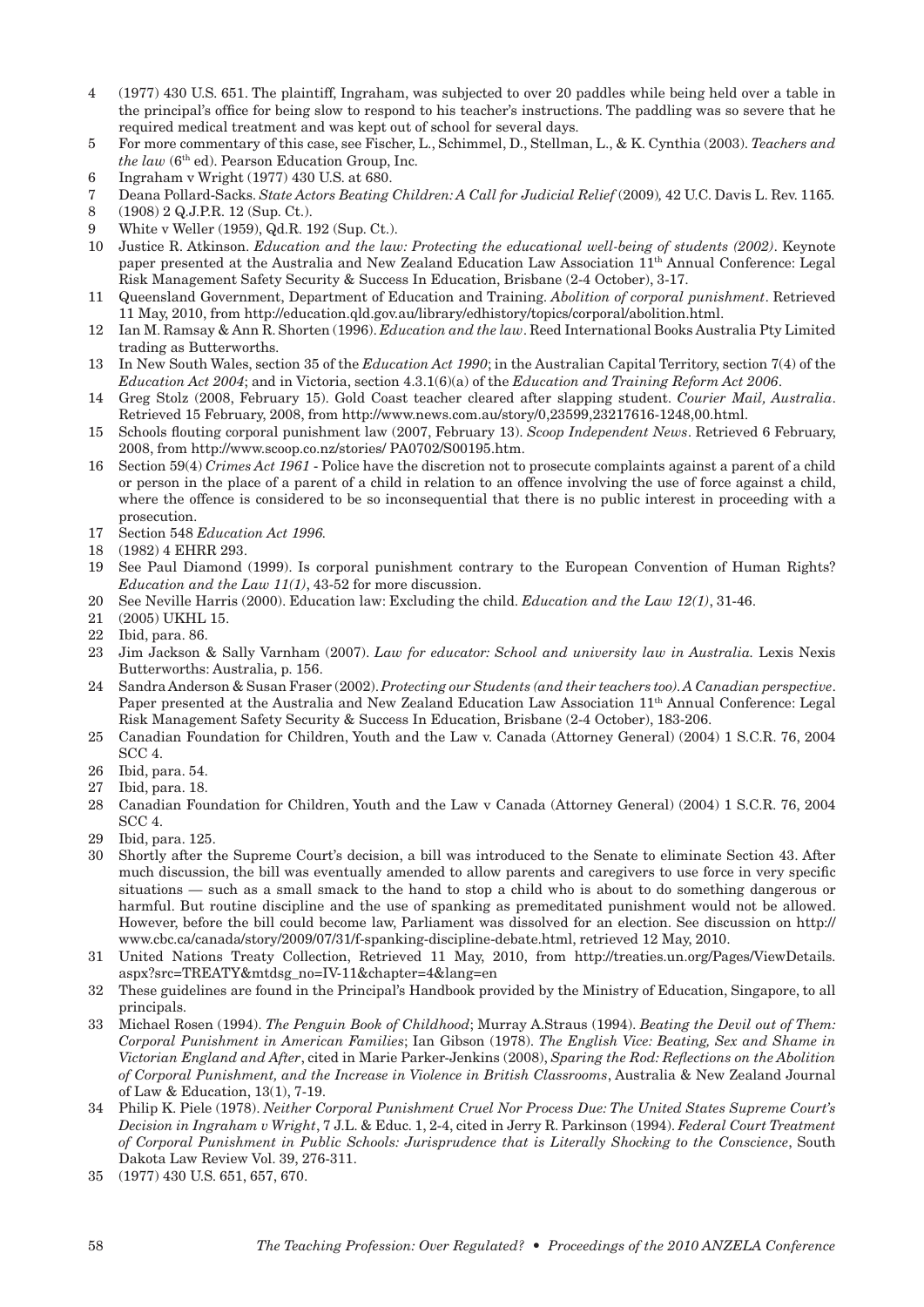4 (1977) 430 U.S. 651. The plaintiff, Ingraham, was subjected to over 20 paddles while being held over a table in the principal's office for being slow to respond to his teacher's instructions. The paddling was so severe that he required medical treatment and was kept out of school for several days.

5 For more commentary of this case, see Fischer, L., Schimmel, D., Stellman, L., & K. Cynthia (2003). *Teachers and the law* (6th ed). Pearson Education Group, Inc.

6 Ingraham v Wright (1977) 430 U.S. at 680.

7 Deana Pollard-Sacks. *State Actors Beating Children: A Call for Judicial Relief* (2009)*,* 42 U.C. Davis L. Rev. 1165*.*

8 (1908) 2 Q.J.P.R. 12 (Sup. Ct.).

9 White v Weller (1959), Qd.R. 192 (Sup. Ct.).

10 Justice R. Atkinson. *Education and the law: Protecting the educational well-being of students (2002)*. Keynote paper presented at the Australia and New Zealand Education Law Association 11th Annual Conference: Legal Risk Management Safety Security & Success In Education, Brisbane (2-4 October), 3-17.

11 Queensland Government, Department of Education and Training. *Abolition of corporal punishment*. Retrieved 11 May, 2010, from http://education.qld.gov.au/library/edhistory/topics/corporal/abolition.html.

12 Ian M. Ramsay & Ann R. Shorten (1996). *Education and the law*. Reed International Books Australia Pty Limited trading as Butterworths.

13 In New South Wales, section 35 of the *Education Act 1990*; in the Australian Capital Territory, section 7(4) of the *Education Act 2004*; and in Victoria, section 4.3.1(6)(a) of the *Education and Training Reform Act 2006*.

14 Greg Stolz (2008, February 15). Gold Coast teacher cleared after slapping student. *Courier Mail, Australia*. Retrieved 15 February, 2008, from http://www.news.com.au/story/0,23599,23217616-1248,00.html.

15 Schools flouting corporal punishment law (2007, February 13). *Scoop Independent News*. Retrieved 6 February, 2008, from http://www.scoop.co.nz/stories/ PA0702/S00195.htm.

16 Section 59(4) *Crimes Act 1961* - Police have the discretion not to prosecute complaints against a parent of a child or person in the place of a parent of a child in relation to an offence involving the use of force against a child, where the offence is considered to be so inconsequential that there is no public interest in proceeding with a prosecution.

17 Section 548 *Education Act 1996.*

18 (1982) 4 EHRR 293.

19 See Paul Diamond (1999). Is corporal punishment contrary to the European Convention of Human Rights? *Education and the Law 11(1)*, 43-52 for more discussion.

20 See Neville Harris (2000). Education law: Excluding the child. *Education and the Law 12(1)*, 31-46.

21 (2005) UKHL 15.

22 Ibid, para. 86.

23 Jim Jackson & Sally Varnham (2007). *Law for educator: School and university law in Australia.* Lexis Nexis Butterworths: Australia, p. 156.

24 Sandra Anderson & Susan Fraser (2002). *Protecting our Students (and their teachers too). A Canadian perspective*. Paper presented at the Australia and New Zealand Education Law Association 11th Annual Conference: Legal Risk Management Safety Security & Success In Education, Brisbane (2-4 October), 183-206.

25 Canadian Foundation for Children, Youth and the Law v. Canada (Attorney General) (2004) 1 S.C.R. 76, 2004 SCC 4.

26 Ibid, para. 54.

27 Ibid, para. 18.

28 Canadian Foundation for Children, Youth and the Law v Canada (Attorney General) (2004) 1 S.C.R. 76, 2004 SCC 4.

29 Ibid, para. 125.

30 Shortly after the Supreme Court's decision, a bill was introduced to the Senate to eliminate Section 43. After much discussion, the bill was eventually amended to allow parents and caregivers to use force in very specific situations — such as a small smack to the hand to stop a child who is about to do something dangerous or harmful. But routine discipline and the use of spanking as premeditated punishment would not be allowed. However, before the bill could become law, Parliament was dissolved for an election. See discussion on http://www.cbc.ca/canada/story/2009/07/31/f-spanking-discipline-debate.html, retrieved 12 May, 2010.

31 United Nations Treaty Collection, Retrieved 11 May, 2010, from http://treaties.un.org/Pages/ViewDetails.aspx?src=TREATY&mtdsg_no=IV-11&chapter=4&lang=en

32 These guidelines are found in the Principal's Handbook provided by the Ministry of Education, Singapore, to all principals.

33 Michael Rosen (1994). *The Penguin Book of Childhood*; Murray A.Straus (1994). *Beating the Devil out of Them: Corporal Punishment in American Families*; Ian Gibson (1978). *The English Vice: Beating, Sex and Shame in Victorian England and After*, cited in Marie Parker-Jenkins (2008), *Sparing the Rod: Reflections on the Abolition of Corporal Punishment, and the Increase in Violence in British Classrooms*, Australia & New Zealand Journal of Law & Education, 13(1), 7-19.

34 Philip K. Piele (1978). *Neither Corporal Punishment Cruel Nor Process Due: The United States Supreme Court's Decision in Ingraham v Wright*, 7 J.L. & Educ. 1, 2-4, cited in Jerry R. Parkinson (1994). *Federal Court Treatment of Corporal Punishment in Public Schools: Jurisprudence that is Literally Shocking to the Conscience*, South Dakota Law Review Vol. 39, 276-311.

35 (1977) 430 U.S. 651, 657, 670.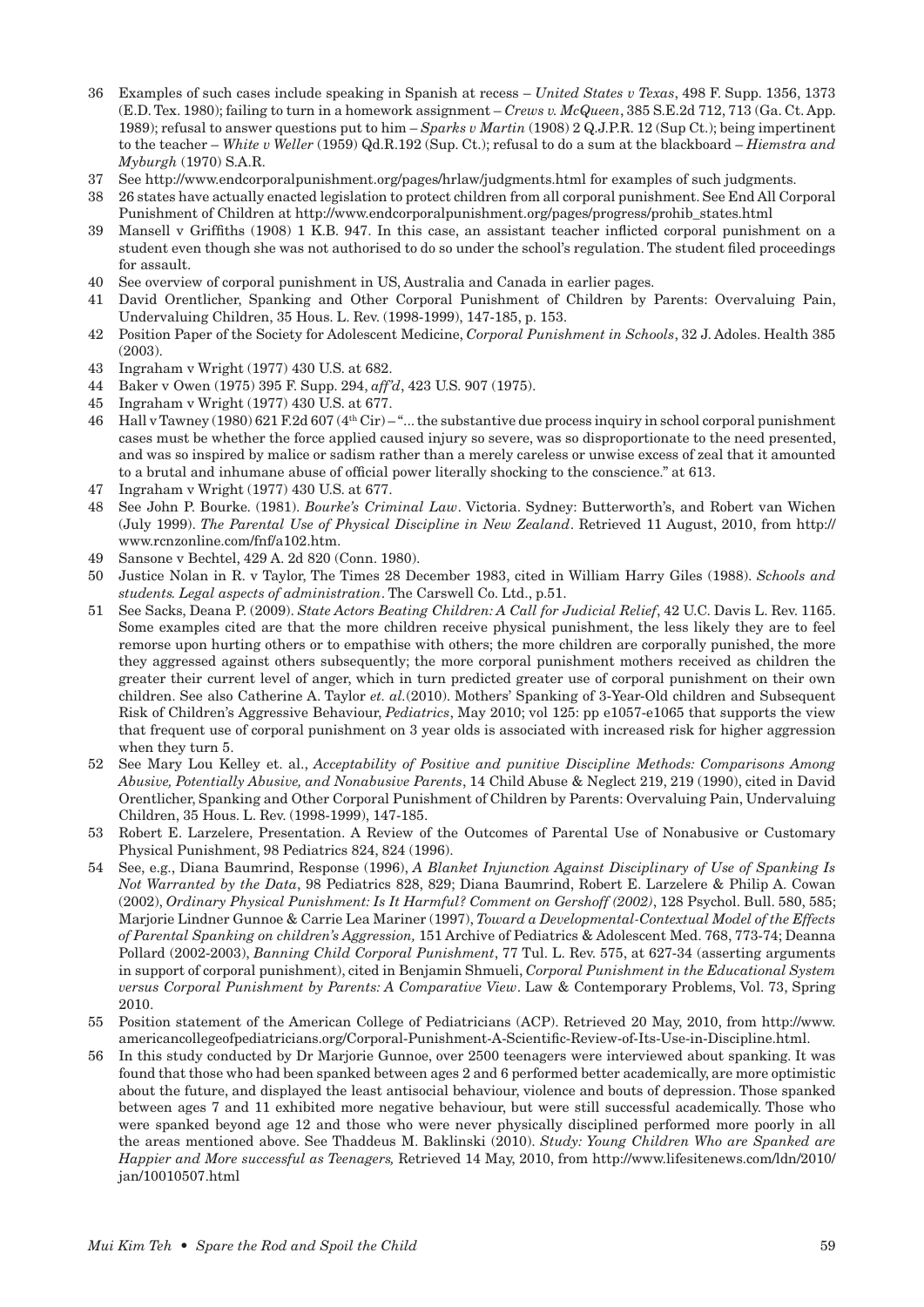36 Examples of such cases include speaking in Spanish at recess – *United States v Texas*, 498 F. Supp. 1356, 1373 (E.D. Tex. 1980); failing to turn in a homework assignment – *Crews v. McQueen*, 385 S.E.2d 712, 713 (Ga. Ct. App. 1989); refusal to answer questions put to him – *Sparks v Martin* (1908) 2 Q.J.P.R. 12 (Sup Ct.); being impertinent to the teacher – *White v Weller* (1959) Qd.R.192 (Sup. Ct.); refusal to do a sum at the blackboard – *Hiemstra and Myburgh* (1970) S.A.R.

37 See http://www.endcorporalpunishment.org/pages/hrlaw/judgments.html for examples of such judgments.

38 26 states have actually enacted legislation to protect children from all corporal punishment. See End All Corporal Punishment of Children at http://www.endcorporalpunishment.org/pages/progress/prohib_states.html

39 Mansell v Griffiths (1908) 1 K.B. 947. In this case, an assistant teacher inflicted corporal punishment on a student even though she was not authorised to do so under the school's regulation. The student filed proceedings for assault.

40 See overview of corporal punishment in US, Australia and Canada in earlier pages.

41 David Orentlicher, Spanking and Other Corporal Punishment of Children by Parents: Overvaluing Pain, Undervaluing Children, 35 Hous. L. Rev. (1998-1999), 147-185, p. 153.

42 Position Paper of the Society for Adolescent Medicine, *Corporal Punishment in Schools*, 32 J. Adoles. Health 385 (2003).

43 Ingraham v Wright (1977) 430 U.S. at 682.

44 Baker v Owen (1975) 395 F. Supp. 294, *aff'd*, 423 U.S. 907 (1975).

45 Ingraham v Wright (1977) 430 U.S. at 677.

46 Hall v Tawney (1980) 621 F.2d 607 (4th Cir) – "... the substantive due process inquiry in school corporal punishment cases must be whether the force applied caused injury so severe, was so disproportionate to the need presented, and was so inspired by malice or sadism rather than a merely careless or unwise excess of zeal that it amounted to a brutal and inhumane abuse of official power literally shocking to the conscience." at 613.

47 Ingraham v Wright (1977) 430 U.S. at 677.

48 See John P. Bourke. (1981). *Bourke's Criminal Law*. Victoria. Sydney: Butterworth's, and Robert van Wichen (July 1999). *The Parental Use of Physical Discipline in New Zealand*. Retrieved 11 August, 2010, from http://www.rcnzonline.com/fnf/a102.htm.

49 Sansone v Bechtel, 429 A. 2d 820 (Conn. 1980).

50 Justice Nolan in R. v Taylor, The Times 28 December 1983, cited in William Harry Giles (1988). *Schools and students. Legal aspects of administration*. The Carswell Co. Ltd., p.51.

51 See Sacks, Deana P. (2009). *State Actors Beating Children: A Call for Judicial Relief*, 42 U.C. Davis L. Rev. 1165. Some examples cited are that the more children receive physical punishment, the less likely they are to feel remorse upon hurting others or to empathise with others; the more children are corporally punished, the more they aggressed against others subsequently; the more corporal punishment mothers received as children the greater their current level of anger, which in turn predicted greater use of corporal punishment on their own children. See also Catherine A. Taylor *et. al.*(2010). Mothers' Spanking of 3-Year-Old children and Subsequent Risk of Children's Aggressive Behaviour, *Pediatrics*, May 2010; vol 125: pp e1057-e1065 that supports the view that frequent use of corporal punishment on 3 year olds is associated with increased risk for higher aggression when they turn 5.

52 See Mary Lou Kelley et. al., *Acceptability of Positive and punitive Discipline Methods: Comparisons Among Abusive, Potentially Abusive, and Nonabusive Parents*, 14 Child Abuse & Neglect 219, 219 (1990), cited in David Orentlicher, Spanking and Other Corporal Punishment of Children by Parents: Overvaluing Pain, Undervaluing Children, 35 Hous. L. Rev. (1998-1999), 147-185.

53 Robert E. Larzelere, Presentation. A Review of the Outcomes of Parental Use of Nonabusive or Customary Physical Punishment, 98 Pediatrics 824, 824 (1996).

54 See, e.g., Diana Baumrind, Response (1996), *A Blanket Injunction Against Disciplinary of Use of Spanking Is Not Warranted by the Data*, 98 Pediatrics 828, 829; Diana Baumrind, Robert E. Larzelere & Philip A. Cowan (2002), *Ordinary Physical Punishment: Is It Harmful? Comment on Gershoff (2002)*, 128 Psychol. Bull. 580, 585; Marjorie Lindner Gunnoe & Carrie Lea Mariner (1997), *Toward a Developmental-Contextual Model of the Effects of Parental Spanking on children's Aggression,* 151 Archive of Pediatrics & Adolescent Med. 768, 773-74; Deanna Pollard (2002-2003), *Banning Child Corporal Punishment*, 77 Tul. L. Rev. 575, at 627-34 (asserting arguments in support of corporal punishment), cited in Benjamin Shmueli, *Corporal Punishment in the Educational System versus Corporal Punishment by Parents: A Comparative View*. Law & Contemporary Problems, Vol. 73, Spring 2010.

55 Position statement of the American College of Pediatricians (ACP). Retrieved 20 May, 2010, from http://www.americancollegeofpediatricians.org/Corporal-Punishment-A-Scientific-Review-of-Its-Use-in-Discipline.html.

56 In this study conducted by Dr Marjorie Gunnoe, over 2500 teenagers were interviewed about spanking. It was found that those who had been spanked between ages 2 and 6 performed better academically, are more optimistic about the future, and displayed the least antisocial behaviour, violence and bouts of depression. Those spanked between ages 7 and 11 exhibited more negative behaviour, but were still successful academically. Those who were spanked beyond age 12 and those who were never physically disciplined performed more poorly in all the areas mentioned above. See Thaddeus M. Baklinski (2010). *Study: Young Children Who are Spanked are Happier and More successful as Teenagers,* Retrieved 14 May, 2010, from http://www.lifesitenews.com/ldn/2010/jan/10010507.html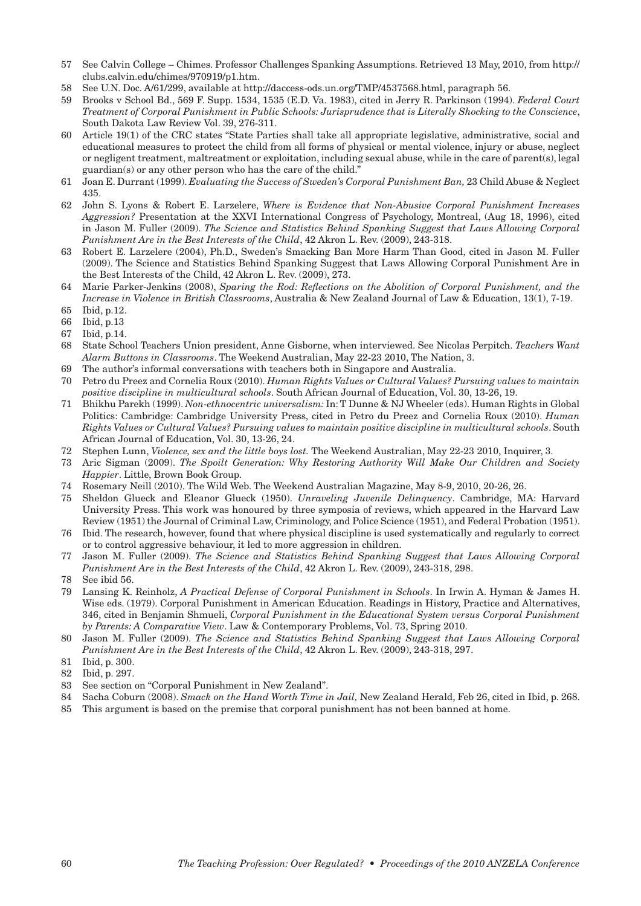57 See Calvin College – Chimes. Professor Challenges Spanking Assumptions. Retrieved 13 May, 2010, from http://clubs.calvin.edu/chimes/970919/p1.htm.

58 See U.N. Doc. A/61/299, available at http://daccess-ods.un.org/TMP/4537568.html, paragraph 56.

59 Brooks v School Bd., 569 F. Supp. 1534, 1535 (E.D. Va. 1983), cited in Jerry R. Parkinson (1994). *Federal Court Treatment of Corporal Punishment in Public Schools: Jurisprudence that is Literally Shocking to the Conscience*, South Dakota Law Review Vol. 39, 276-311.

60 Article 19(1) of the CRC states "State Parties shall take all appropriate legislative, administrative, social and educational measures to protect the child from all forms of physical or mental violence, injury or abuse, neglect or negligent treatment, maltreatment or exploitation, including sexual abuse, while in the care of parent(s), legal guardian(s) or any other person who has the care of the child."

61 Joan E. Durrant (1999). *Evaluating the Success of Sweden's Corporal Punishment Ban,* 23 Child Abuse & Neglect 435.

62 John S. Lyons & Robert E. Larzelere, *Where is Evidence that Non-Abusive Corporal Punishment Increases Aggression?* Presentation at the XXVI International Congress of Psychology, Montreal, (Aug 18, 1996), cited in Jason M. Fuller (2009). *The Science and Statistics Behind Spanking Suggest that Laws Allowing Corporal Punishment Are in the Best Interests of the Child*, 42 Akron L. Rev. (2009), 243-318.

63 Robert E. Larzelere (2004), Ph.D., Sweden's Smacking Ban More Harm Than Good, cited in Jason M. Fuller (2009). The Science and Statistics Behind Spanking Suggest that Laws Allowing Corporal Punishment Are in the Best Interests of the Child, 42 Akron L. Rev. (2009), 273.

64 Marie Parker-Jenkins (2008), *Sparing the Rod: Reflections on the Abolition of Corporal Punishment, and the Increase in Violence in British Classrooms*, Australia & New Zealand Journal of Law & Education, 13(1), 7-19.

65 Ibid, p.12.

66 Ibid, p.13

67 Ibid, p.14.

68 State School Teachers Union president, Anne Gisborne, when interviewed. See Nicolas Perpitch. *Teachers Want Alarm Buttons in Classrooms*. The Weekend Australian, May 22-23 2010, The Nation, 3.

69 The author's informal conversations with teachers both in Singapore and Australia.

70 Petro du Preez and Cornelia Roux (2010). *Human Rights Values or Cultural Values? Pursuing values to maintain positive discipline in multicultural schools*. South African Journal of Education, Vol. 30, 13-26, 19.

71 Bhikhu Parekh (1999). *Non-ethnocentric universalism:* In: T Dunne & NJ Wheeler (eds). Human Rights in Global Politics: Cambridge: Cambridge University Press, cited in Petro du Preez and Cornelia Roux (2010). *Human Rights Values or Cultural Values? Pursuing values to maintain positive discipline in multicultural schools*. South African Journal of Education, Vol. 30, 13-26, 24.

72 Stephen Lunn, *Violence, sex and the little boys lost.* The Weekend Australian, May 22-23 2010, Inquirer, 3.

73 Aric Sigman (2009). *The Spoilt Generation: Why Restoring Authority Will Make Our Children and Society Happier*. Little, Brown Book Group.

74 Rosemary Neill (2010). The Wild Web. The Weekend Australian Magazine, May 8-9, 2010, 20-26, 26.

75 Sheldon Glueck and Eleanor Glueck (1950). *Unraveling Juvenile Delinquency*. Cambridge, MA: Harvard University Press. This work was honoured by three symposia of reviews, which appeared in the Harvard Law Review (1951) the Journal of Criminal Law, Criminology, and Police Science (1951), and Federal Probation (1951).

76 Ibid. The research, however, found that where physical discipline is used systematically and regularly to correct or to control aggressive behaviour, it led to more aggression in children.

77 Jason M. Fuller (2009). *The Science and Statistics Behind Spanking Suggest that Laws Allowing Corporal Punishment Are in the Best Interests of the Child*, 42 Akron L. Rev. (2009), 243-318, 298.

78 See ibid 56.

79 Lansing K. Reinholz, *A Practical Defense of Corporal Punishment in Schools*. In Irwin A. Hyman & James H. Wise eds. (1979). Corporal Punishment in American Education. Readings in History, Practice and Alternatives, 346, cited in Benjamin Shmueli, *Corporal Punishment in the Educational System versus Corporal Punishment by Parents: A Comparative View*. Law & Contemporary Problems, Vol. 73, Spring 2010.

80 Jason M. Fuller (2009). *The Science and Statistics Behind Spanking Suggest that Laws Allowing Corporal Punishment Are in the Best Interests of the Child*, 42 Akron L. Rev. (2009), 243-318, 297.

81 Ibid, p. 300.

82 Ibid, p. 297.

83 See section on "Corporal Punishment in New Zealand".

84 Sacha Coburn (2008). *Smack on the Hand Worth Time in Jail,* New Zealand Herald, Feb 26, cited in Ibid, p. 268.

85 This argument is based on the premise that corporal punishment has not been banned at home.